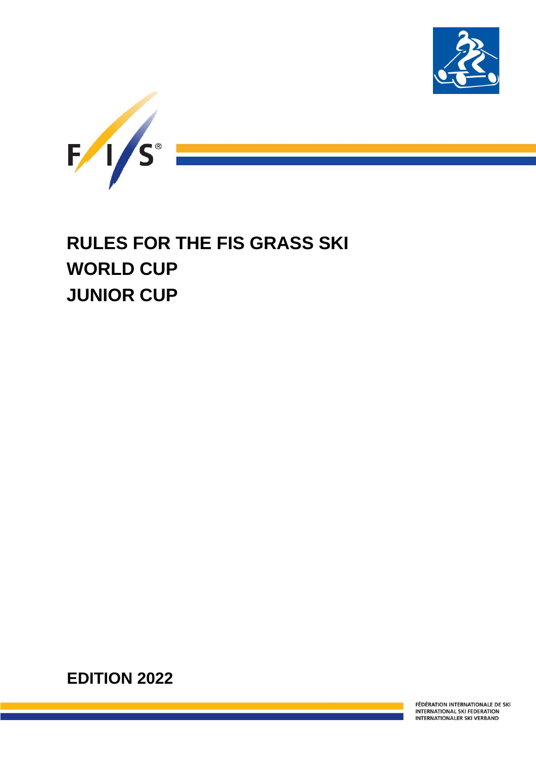# RULES FOR THE FIS GRASS SKI WORLD CUP JUNIOR CUP

## EDITION 2022

FÉDÉRATION INTERNATIONALE DE SKI
INTERNATIONAL SKI FEDERATION
INTERNATIONALER SKI VERBAND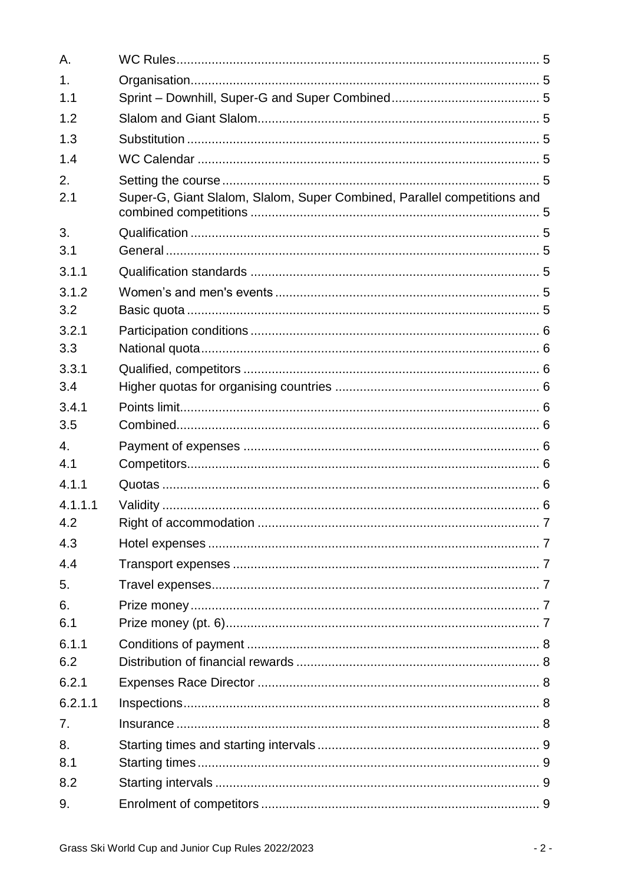| | | |
|---|---|---|
| A. | WC Rules | 5 |
| 1. | Organisation | 5 |
| 1.1 | Sprint – Downhill, Super-G and Super Combined | 5 |
| 1.2 | Slalom and Giant Slalom | 5 |
| 1.3 | Substitution | 5 |
| 1.4 | WC Calendar | 5 |
| 2. | Setting the course | 5 |
| 2.1 | Super-G, Giant Slalom, Slalom, Super Combined, Parallel competitions and combined competitions | 5 |
| 3. | Qualification | 5 |
| 3.1 | General | 5 |
| 3.1.1 | Qualification standards | 5 |
| 3.1.2 | Women's and men's events | 5 |
| 3.2 | Basic quota | 5 |
| 3.2.1 | Participation conditions | 6 |
| 3.3 | National quota | 6 |
| 3.3.1 | Qualified, competitors | 6 |
| 3.4 | Higher quotas for organising countries | 6 |
| 3.4.1 | Points limit | 6 |
| 3.5 | Combined | 6 |
| 4. | Payment of expenses | 6 |
| 4.1 | Competitors | 6 |
| 4.1.1 | Quotas | 6 |
| 4.1.1.1 | Validity | 6 |
| 4.2 | Right of accommodation | 7 |
| 4.3 | Hotel expenses | 7 |
| 4.4 | Transport expenses | 7 |
| 5. | Travel expenses | 7 |
| 6. | Prize money | 7 |
| 6.1 | Prize money (pt. 6) | 7 |
| 6.1.1 | Conditions of payment | 8 |
| 6.2 | Distribution of financial rewards | 8 |
| 6.2.1 | Expenses Race Director | 8 |
| 6.2.1.1 | Inspections | 8 |
| 7. | Insurance | 8 |
| 8. | Starting times and starting intervals | 9 |
| 8.1 | Starting times | 9 |
| 8.2 | Starting intervals | 9 |
| 9. | Enrolment of competitors | 9 |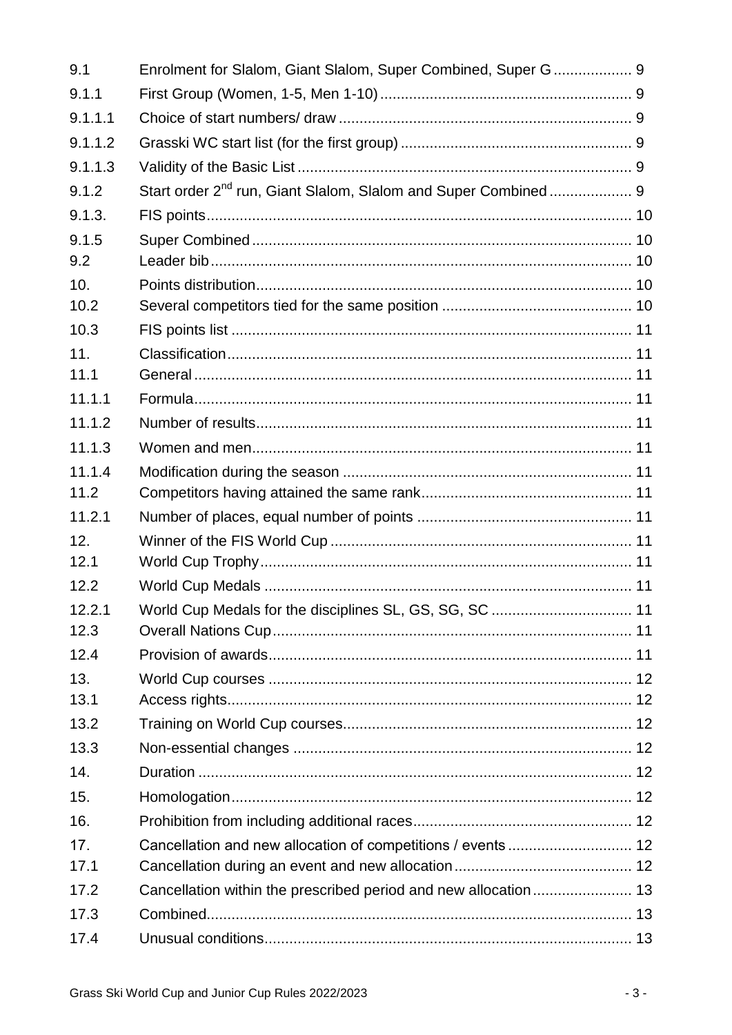| | | |
|---|---|---|
| 9.1 | Enrolment for Slalom, Giant Slalom, Super Combined, Super G | 9 |
| 9.1.1 | First Group (Women, 1-5, Men 1-10) | 9 |
| 9.1.1.1 | Choice of start numbers/ draw | 9 |
| 9.1.1.2 | Grasski WC start list (for the first group) | 9 |
| 9.1.1.3 | Validity of the Basic List | 9 |
| 9.1.2 | Start order 2nd run, Giant Slalom, Slalom and Super Combined | 9 |
| 9.1.3. | FIS points | 10 |
| 9.1.5 | Super Combined | 10 |
| 9.2 | Leader bib | 10 |
| 10. | Points distribution | 10 |
| 10.2 | Several competitors tied for the same position | 10 |
| 10.3 | FIS points list | 11 |
| 11. | Classification | 11 |
| 11.1 | General | 11 |
| 11.1.1 | Formula | 11 |
| 11.1.2 | Number of results | 11 |
| 11.1.3 | Women and men | 11 |
| 11.1.4 | Modification during the season | 11 |
| 11.2 | Competitors having attained the same rank | 11 |
| 11.2.1 | Number of places, equal number of points | 11 |
| 12. | Winner of the FIS World Cup | 11 |
| 12.1 | World Cup Trophy | 11 |
| 12.2 | World Cup Medals | 11 |
| 12.2.1 | World Cup Medals for the disciplines SL, GS, SG, SC | 11 |
| 12.3 | Overall Nations Cup | 11 |
| 12.4 | Provision of awards | 11 |
| 13. | World Cup courses | 12 |
| 13.1 | Access rights | 12 |
| 13.2 | Training on World Cup courses | 12 |
| 13.3 | Non-essential changes | 12 |
| 14. | Duration | 12 |
| 15. | Homologation | 12 |
| 16. | Prohibition from including additional races | 12 |
| 17. | Cancellation and new allocation of competitions / events | 12 |
| 17.1 | Cancellation during an event and new allocation | 12 |
| 17.2 | Cancellation within the prescribed period and new allocation | 13 |
| 17.3 | Combined | 13 |
| 17.4 | Unusual conditions | 13 |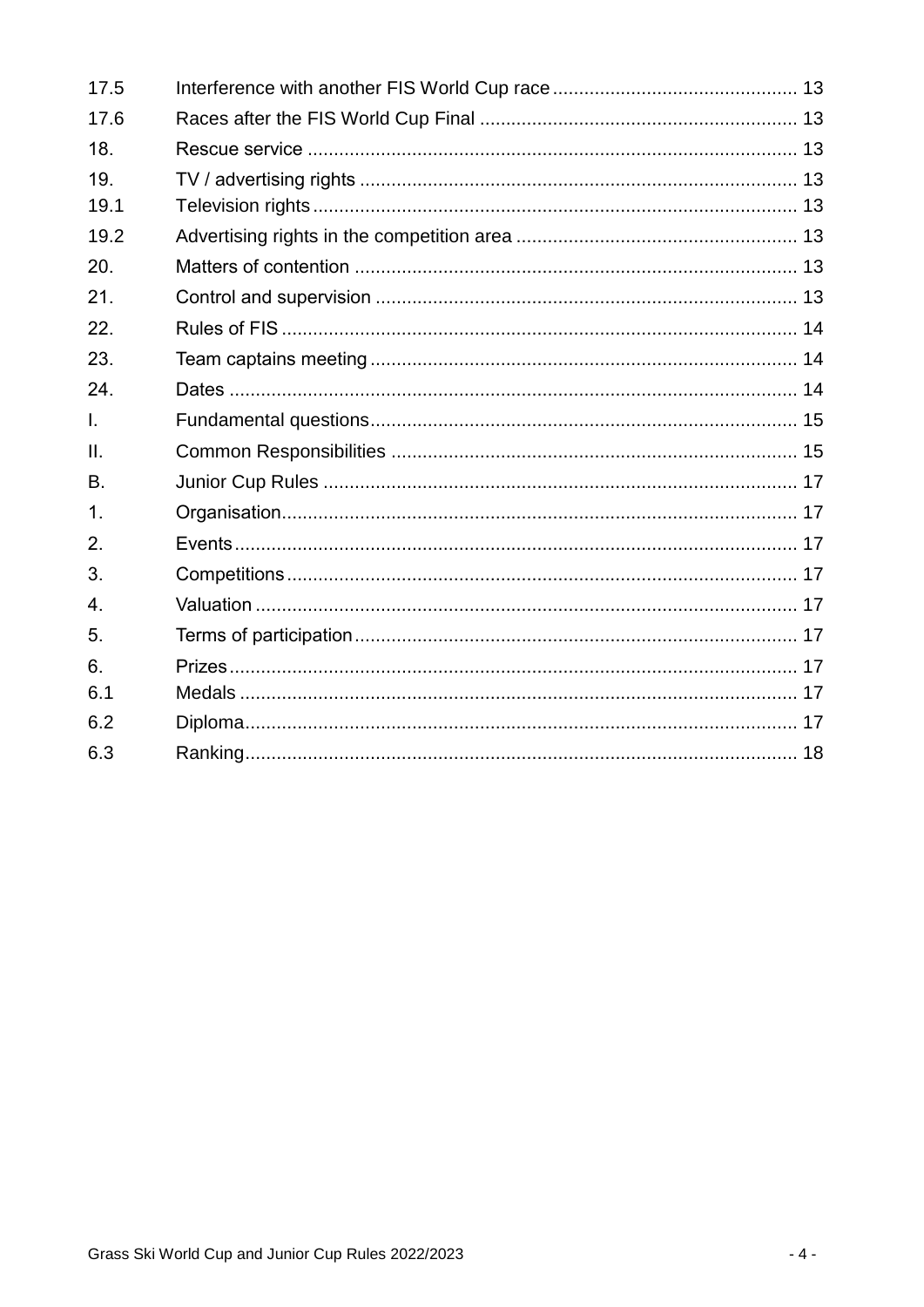| | | |
|---|---|---|
| 17.5 | Interference with another FIS World Cup race | 13 |
| 17.6 | Races after the FIS World Cup Final | 13 |
| 18. | Rescue service | 13 |
| 19. | TV / advertising rights | 13 |
| 19.1 | Television rights | 13 |
| 19.2 | Advertising rights in the competition area | 13 |
| 20. | Matters of contention | 13 |
| 21. | Control and supervision | 13 |
| 22. | Rules of FIS | 14 |
| 23. | Team captains meeting | 14 |
| 24. | Dates | 14 |
| I. | Fundamental questions | 15 |
| II. | Common Responsibilities | 15 |
| B. | Junior Cup Rules | 17 |
| 1. | Organisation | 17 |
| 2. | Events | 17 |
| 3. | Competitions | 17 |
| 4. | Valuation | 17 |
| 5. | Terms of participation | 17 |
| 6. | Prizes | 17 |
| 6.1 | Medals | 17 |
| 6.2 | Diploma | 17 |
| 6.3 | Ranking | 18 |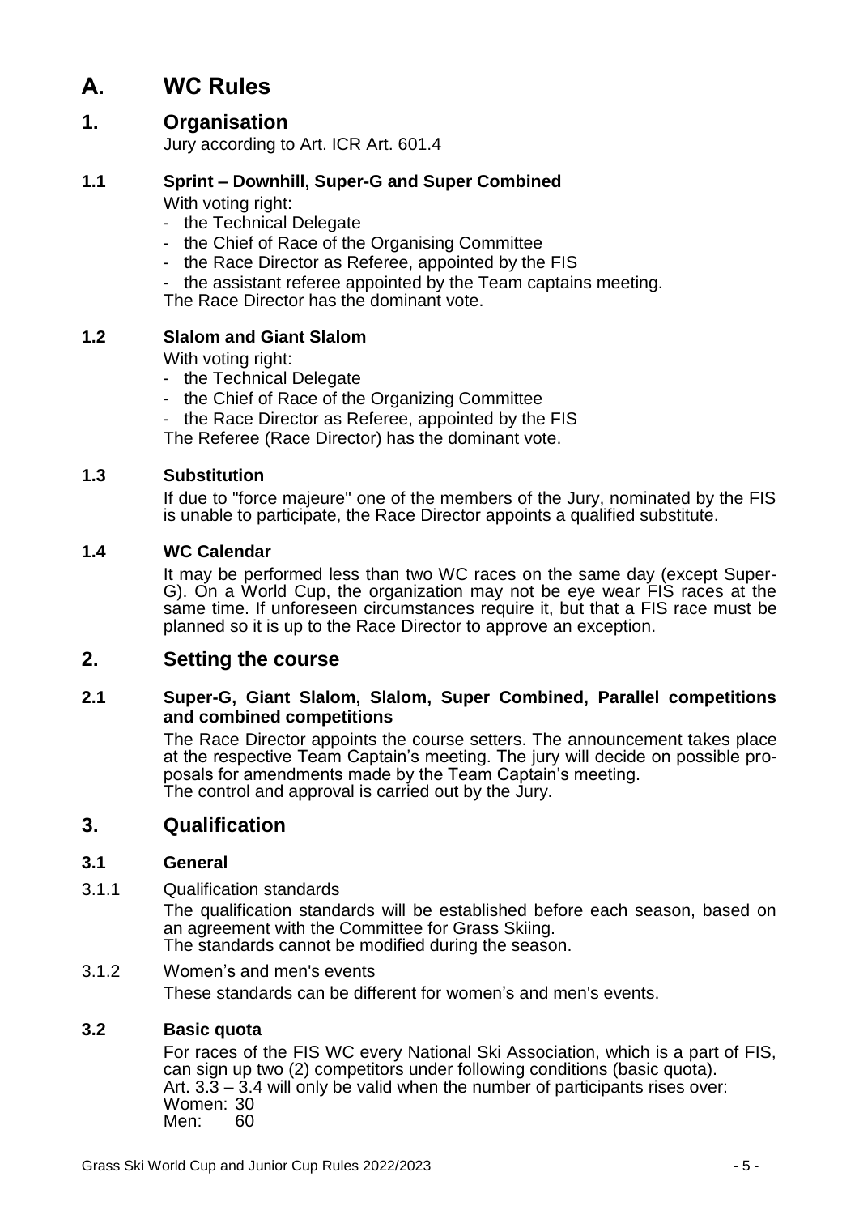# A. WC Rules

## 1. Organisation

Jury according to Art. ICR Art. 601.4

### 1.1 Sprint – Downhill, Super-G and Super Combined

With voting right:

- the Technical Delegate
- the Chief of Race of the Organising Committee
- the Race Director as Referee, appointed by the FIS
- the assistant referee appointed by the Team captains meeting.

The Race Director has the dominant vote.

### 1.2 Slalom and Giant Slalom

With voting right:

- the Technical Delegate
- the Chief of Race of the Organizing Committee
- the Race Director as Referee, appointed by the FIS

The Referee (Race Director) has the dominant vote.

### 1.3 Substitution

If due to "force majeure" one of the members of the Jury, nominated by the FIS is unable to participate, the Race Director appoints a qualified substitute.

### 1.4 WC Calendar

It may be performed less than two WC races on the same day (except Super-G). On a World Cup, the organization may not be eye wear FIS races at the same time. If unforeseen circumstances require it, but that a FIS race must be planned so it is up to the Race Director to approve an exception.

## 2. Setting the course

### 2.1 Super-G, Giant Slalom, Slalom, Super Combined, Parallel competitions and combined competitions

The Race Director appoints the course setters. The announcement takes place at the respective Team Captain's meeting. The jury will decide on possible proposals for amendments made by the Team Captain's meeting.
The control and approval is carried out by the Jury.

## 3. Qualification

### 3.1 General

3.1.1 Qualification standards

The qualification standards will be established before each season, based on an agreement with the Committee for Grass Skiing.
The standards cannot be modified during the season.

3.1.2 Women's and men's events

These standards can be different for women's and men's events.

### 3.2 Basic quota

For races of the FIS WC every National Ski Association, which is a part of FIS, can sign up two (2) competitors under following conditions (basic quota).
Art. 3.3 – 3.4 will only be valid when the number of participants rises over:
Women: 30
Men: 60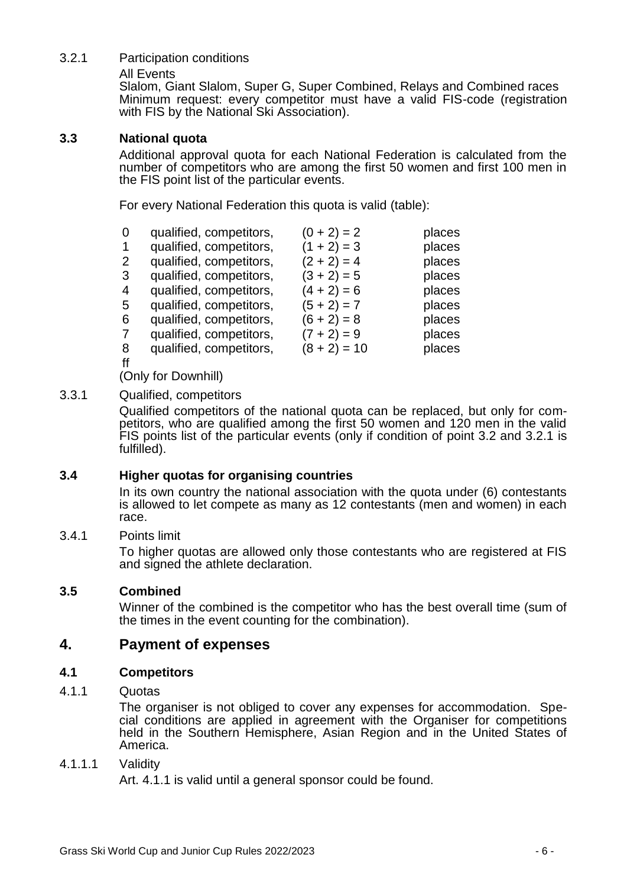3.2.1 Participation conditions

All Events

Slalom, Giant Slalom, Super G, Super Combined, Relays and Combined races
Minimum request: every competitor must have a valid FIS-code (registration with FIS by the National Ski Association).

### 3.3 National quota

Additional approval quota for each National Federation is calculated from the number of competitors who are among the first 50 women and first 100 men in the FIS point list of the particular events.

For every National Federation this quota is valid (table):

| | | | |
|---|---|---|---|
| 0 | qualified, competitors, | (0 + 2) = 2 | places |
| 1 | qualified, competitors, | (1 + 2) = 3 | places |
| 2 | qualified, competitors, | (2 + 2) = 4 | places |
| 3 | qualified, competitors, | (3 + 2) = 5 | places |
| 4 | qualified, competitors, | (4 + 2) = 6 | places |
| 5 | qualified, competitors, | (5 + 2) = 7 | places |
| 6 | qualified, competitors, | (6 + 2) = 8 | places |
| 7 | qualified, competitors, | (7 + 2) = 9 | places |
| 8 | qualified, competitors, | (8 + 2) = 10 | places |
| ff | | | |

(Only for Downhill)

3.3.1 Qualified, competitors

Qualified competitors of the national quota can be replaced, but only for competitors, who are qualified among the first 50 women and 120 men in the valid FIS points list of the particular events (only if condition of point 3.2 and 3.2.1 is fulfilled).

### 3.4 Higher quotas for organising countries

In its own country the national association with the quota under (6) contestants is allowed to let compete as many as 12 contestants (men and women) in each race.

3.4.1 Points limit

To higher quotas are allowed only those contestants who are registered at FIS and signed the athlete declaration.

### 3.5 Combined

Winner of the combined is the competitor who has the best overall time (sum of the times in the event counting for the combination).

## 4. Payment of expenses

### 4.1 Competitors

4.1.1 Quotas

The organiser is not obliged to cover any expenses for accommodation. Special conditions are applied in agreement with the Organiser for competitions held in the Southern Hemisphere, Asian Region and in the United States of America.

4.1.1.1 Validity

Art. 4.1.1 is valid until a general sponsor could be found.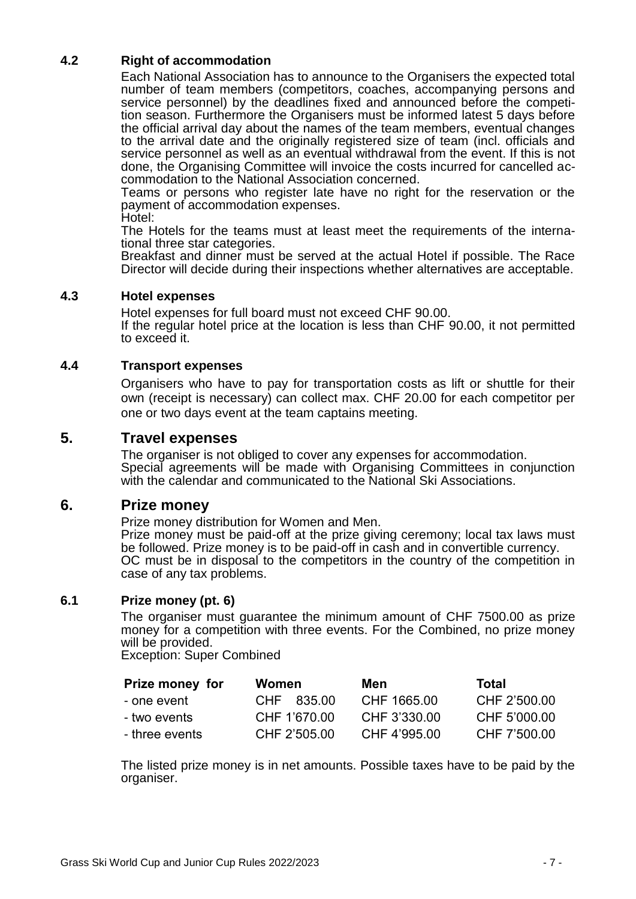### 4.2 Right of accommodation

Each National Association has to announce to the Organisers the expected total number of team members (competitors, coaches, accompanying persons and service personnel) by the deadlines fixed and announced before the competition season. Furthermore the Organisers must be informed latest 5 days before the official arrival day about the names of the team members, eventual changes to the arrival date and the originally registered size of team (incl. officials and service personnel as well as an eventual withdrawal from the event. If this is not done, the Organising Committee will invoice the costs incurred for cancelled accommodation to the National Association concerned.

Teams or persons who register late have no right for the reservation or the payment of accommodation expenses.

Hotel:

The Hotels for the teams must at least meet the requirements of the international three star categories.

Breakfast and dinner must be served at the actual Hotel if possible. The Race Director will decide during their inspections whether alternatives are acceptable.

### 4.3 Hotel expenses

Hotel expenses for full board must not exceed CHF 90.00.

If the regular hotel price at the location is less than CHF 90.00, it not permitted to exceed it.

### 4.4 Transport expenses

Organisers who have to pay for transportation costs as lift or shuttle for their own (receipt is necessary) can collect max. CHF 20.00 for each competitor per one or two days event at the team captains meeting.

## 5. Travel expenses

The organiser is not obliged to cover any expenses for accommodation.

Special agreements will be made with Organising Committees in conjunction with the calendar and communicated to the National Ski Associations.

## 6. Prize money

Prize money distribution for Women and Men.

Prize money must be paid-off at the prize giving ceremony; local tax laws must be followed. Prize money is to be paid-off in cash and in convertible currency.

OC must be in disposal to the competitors in the country of the competition in case of any tax problems.

### 6.1 Prize money (pt. 6)

The organiser must guarantee the minimum amount of CHF 7500.00 as prize money for a competition with three events. For the Combined, no prize money will be provided.

Exception: Super Combined

| Prize money for | Women | Men | Total |
|---|---|---|---|
| - one event | CHF 835.00 | CHF 1665.00 | CHF 2'500.00 |
| - two events | CHF 1'670.00 | CHF 3'330.00 | CHF 5'000.00 |
| - three events | CHF 2'505.00 | CHF 4'995.00 | CHF 7'500.00 |

The listed prize money is in net amounts. Possible taxes have to be paid by the organiser.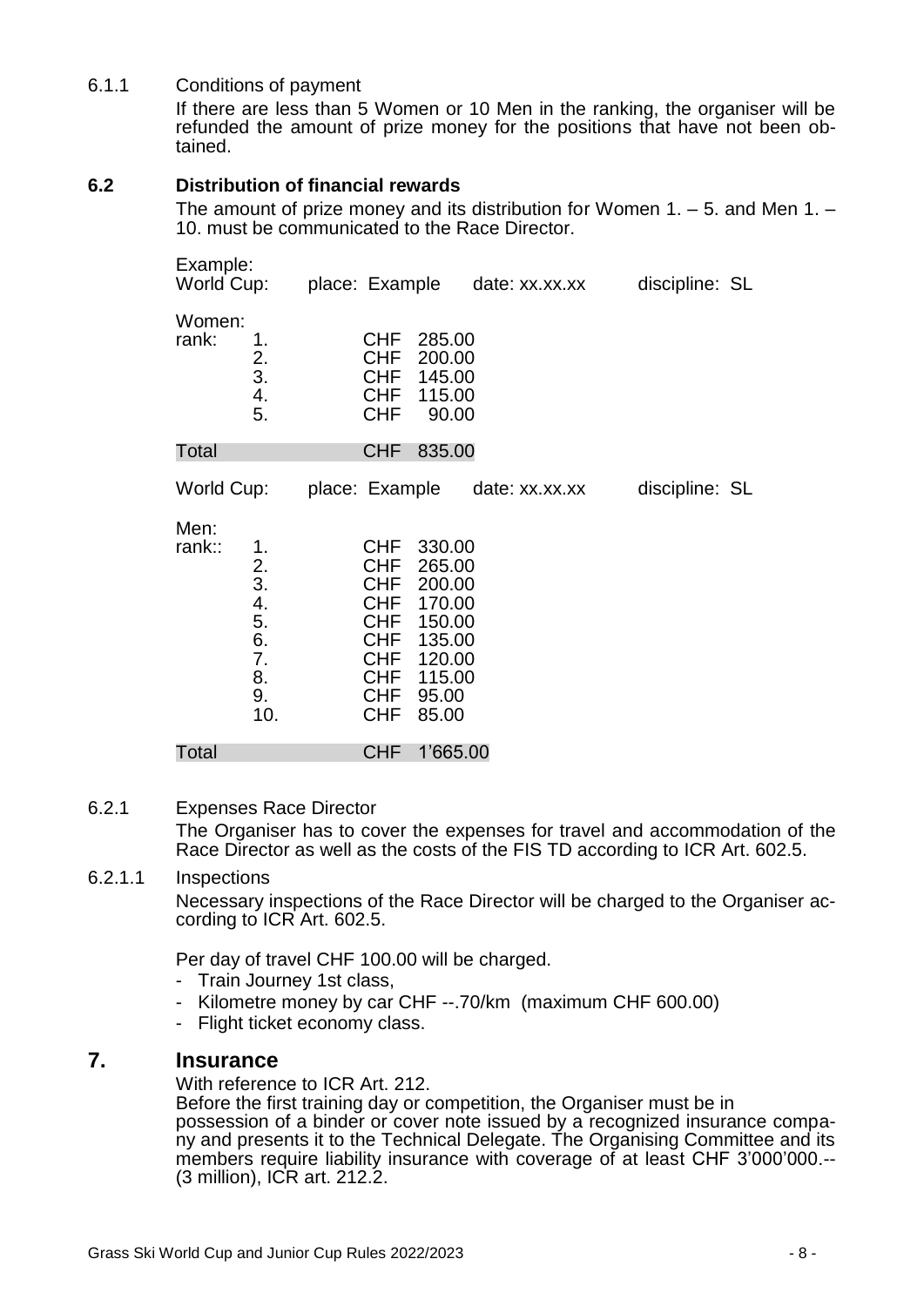6.1.1 Conditions of payment

If there are less than 5 Women or 10 Men in the ranking, the organiser will be refunded the amount of prize money for the positions that have not been obtained.

### 6.2 Distribution of financial rewards

The amount of prize money and its distribution for Women 1. – 5. and Men 1. – 10. must be communicated to the Race Director.

Example:

World Cup: place: Example date: xx.xx.xx discipline: SL

Women:

| rank: | | |
|---|---|---|
| 1. | CHF | 285.00 |
| 2. | CHF | 200.00 |
| 3. | CHF | 145.00 |
| 4. | CHF | 115.00 |
| 5. | CHF | 90.00 |
| **Total** | CHF | 835.00 |

World Cup: place: Example date: xx.xx.xx discipline: SL

Men:

| rank:: | | |
|---|---|---|
| 1. | CHF | 330.00 |
| 2. | CHF | 265.00 |
| 3. | CHF | 200.00 |
| 4. | CHF | 170.00 |
| 5. | CHF | 150.00 |
| 6. | CHF | 135.00 |
| 7. | CHF | 120.00 |
| 8. | CHF | 115.00 |
| 9. | CHF | 95.00 |
| 10. | CHF | 85.00 |
| **Total** | CHF | 1'665.00 |

6.2.1 Expenses Race Director

The Organiser has to cover the expenses for travel and accommodation of the Race Director as well as the costs of the FIS TD according to ICR Art. 602.5.

6.2.1.1 Inspections

Necessary inspections of the Race Director will be charged to the Organiser according to ICR Art. 602.5.

Per day of travel CHF 100.00 will be charged.

- Train Journey 1st class,
- Kilometre money by car CHF --.70/km (maximum CHF 600.00)
- Flight ticket economy class.

## 7. Insurance

With reference to ICR Art. 212.

Before the first training day or competition, the Organiser must be in possession of a binder or cover note issued by a recognized insurance company and presents it to the Technical Delegate. The Organising Committee and its members require liability insurance with coverage of at least CHF 3'000'000.-- (3 million), ICR art. 212.2.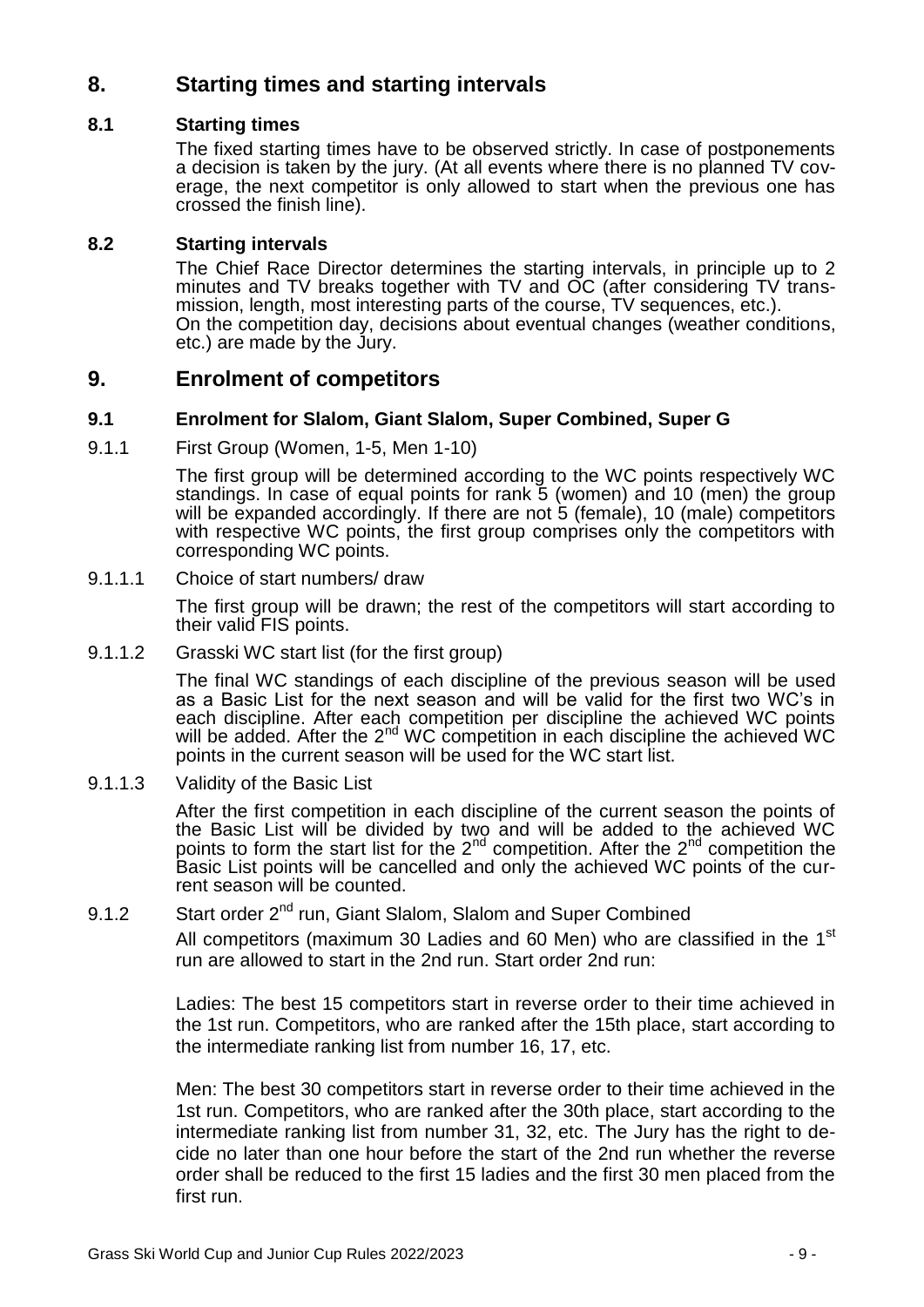# 8. Starting times and starting intervals

## 8.1 Starting times

The fixed starting times have to be observed strictly. In case of postponements a decision is taken by the jury. (At all events where there is no planned TV coverage, the next competitor is only allowed to start when the previous one has crossed the finish line).

## 8.2 Starting intervals

The Chief Race Director determines the starting intervals, in principle up to 2 minutes and TV breaks together with TV and OC (after considering TV transmission, length, most interesting parts of the course, TV sequences, etc.).
On the competition day, decisions about eventual changes (weather conditions, etc.) are made by the Jury.

# 9. Enrolment of competitors

## 9.1 Enrolment for Slalom, Giant Slalom, Super Combined, Super G

9.1.1 First Group (Women, 1-5, Men 1-10)

The first group will be determined according to the WC points respectively WC standings. In case of equal points for rank 5 (women) and 10 (men) the group will be expanded accordingly. If there are not 5 (female), 10 (male) competitors with respective WC points, the first group comprises only the competitors with corresponding WC points.

9.1.1.1 Choice of start numbers/ draw

The first group will be drawn; the rest of the competitors will start according to their valid FIS points.

9.1.1.2 Grasski WC start list (for the first group)

The final WC standings of each discipline of the previous season will be used as a Basic List for the next season and will be valid for the first two WC's in each discipline. After each competition per discipline the achieved WC points will be added. After the 2nd WC competition in each discipline the achieved WC points in the current season will be used for the WC start list.

9.1.1.3 Validity of the Basic List

After the first competition in each discipline of the current season the points of the Basic List will be divided by two and will be added to the achieved WC points to form the start list for the 2nd competition. After the 2nd competition the Basic List points will be cancelled and only the achieved WC points of the current season will be counted.

9.1.2 Start order 2nd run, Giant Slalom, Slalom and Super Combined

All competitors (maximum 30 Ladies and 60 Men) who are classified in the 1st run are allowed to start in the 2nd run. Start order 2nd run:

Ladies: The best 15 competitors start in reverse order to their time achieved in the 1st run. Competitors, who are ranked after the 15th place, start according to the intermediate ranking list from number 16, 17, etc.

Men: The best 30 competitors start in reverse order to their time achieved in the 1st run. Competitors, who are ranked after the 30th place, start according to the intermediate ranking list from number 31, 32, etc. The Jury has the right to decide no later than one hour before the start of the 2nd run whether the reverse order shall be reduced to the first 15 ladies and the first 30 men placed from the first run.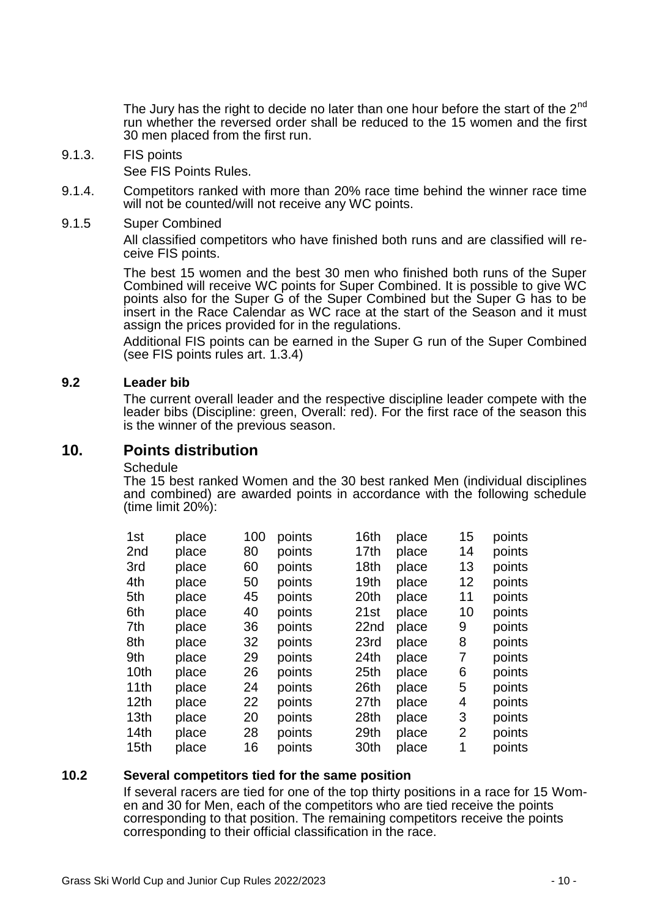The Jury has the right to decide no later than one hour before the start of the 2nd run whether the reversed order shall be reduced to the 15 women and the first 30 men placed from the first run.

9.1.3. FIS points

See FIS Points Rules.

9.1.4. Competitors ranked with more than 20% race time behind the winner race time will not be counted/will not receive any WC points.

9.1.5 Super Combined

All classified competitors who have finished both runs and are classified will receive FIS points.

The best 15 women and the best 30 men who finished both runs of the Super Combined will receive WC points for Super Combined. It is possible to give WC points also for the Super G of the Super Combined but the Super G has to be insert in the Race Calendar as WC race at the start of the Season and it must assign the prices provided for in the regulations.

Additional FIS points can be earned in the Super G run of the Super Combined (see FIS points rules art. 1.3.4)

### 9.2 Leader bib

The current overall leader and the respective discipline leader compete with the leader bibs (Discipline: green, Overall: red). For the first race of the season this is the winner of the previous season.

## 10. Points distribution

Schedule

The 15 best ranked Women and the 30 best ranked Men (individual disciplines and combined) are awarded points in accordance with the following schedule (time limit 20%):

| | | | | | | | |
|---|---|---|---|---|---|---|---|
| 1st | place | 100 | points | 16th | place | 15 | points |
| 2nd | place | 80 | points | 17th | place | 14 | points |
| 3rd | place | 60 | points | 18th | place | 13 | points |
| 4th | place | 50 | points | 19th | place | 12 | points |
| 5th | place | 45 | points | 20th | place | 11 | points |
| 6th | place | 40 | points | 21st | place | 10 | points |
| 7th | place | 36 | points | 22nd | place | 9 | points |
| 8th | place | 32 | points | 23rd | place | 8 | points |
| 9th | place | 29 | points | 24th | place | 7 | points |
| 10th | place | 26 | points | 25th | place | 6 | points |
| 11th | place | 24 | points | 26th | place | 5 | points |
| 12th | place | 22 | points | 27th | place | 4 | points |
| 13th | place | 20 | points | 28th | place | 3 | points |
| 14th | place | 28 | points | 29th | place | 2 | points |
| 15th | place | 16 | points | 30th | place | 1 | points |

### 10.2 Several competitors tied for the same position

If several racers are tied for one of the top thirty positions in a race for 15 Women and 30 for Men, each of the competitors who are tied receive the points corresponding to that position. The remaining competitors receive the points corresponding to their official classification in the race.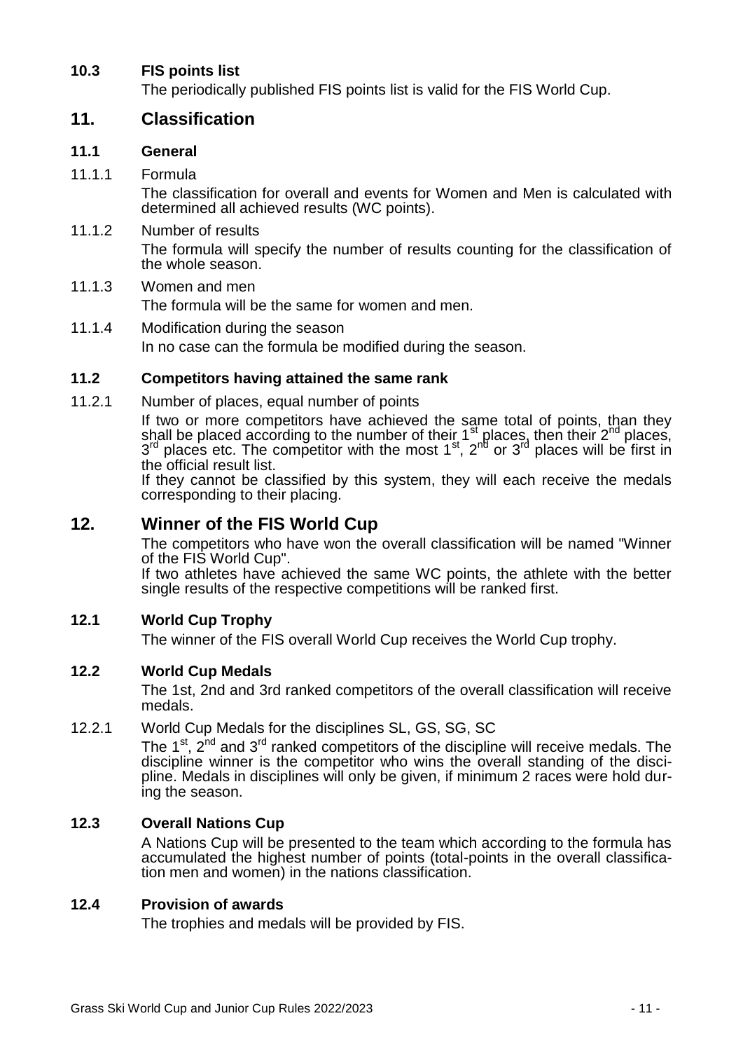### 10.3 FIS points list

The periodically published FIS points list is valid for the FIS World Cup.

## 11. Classification

### 11.1 General

11.1.1 Formula

The classification for overall and events for Women and Men is calculated with determined all achieved results (WC points).

11.1.2 Number of results

The formula will specify the number of results counting for the classification of the whole season.

11.1.3 Women and men

The formula will be the same for women and men.

11.1.4 Modification during the season

In no case can the formula be modified during the season.

### 11.2 Competitors having attained the same rank

11.2.1 Number of places, equal number of points

If two or more competitors have achieved the same total of points, than they shall be placed according to the number of their 1st places, then their 2nd places, 3rd places etc. The competitor with the most 1st, 2nd or 3rd places will be first in the official result list.

If they cannot be classified by this system, they will each receive the medals corresponding to their placing.

## 12. Winner of the FIS World Cup

The competitors who have won the overall classification will be named "Winner of the FIS World Cup".

If two athletes have achieved the same WC points, the athlete with the better single results of the respective competitions will be ranked first.

### 12.1 World Cup Trophy

The winner of the FIS overall World Cup receives the World Cup trophy.

### 12.2 World Cup Medals

The 1st, 2nd and 3rd ranked competitors of the overall classification will receive medals.

12.2.1 World Cup Medals for the disciplines SL, GS, SG, SC

The 1st, 2nd and 3rd ranked competitors of the discipline will receive medals. The discipline winner is the competitor who wins the overall standing of the discipline. Medals in disciplines will only be given, if minimum 2 races were hold during the season.

### 12.3 Overall Nations Cup

A Nations Cup will be presented to the team which according to the formula has accumulated the highest number of points (total-points in the overall classification men and women) in the nations classification.

### 12.4 Provision of awards

The trophies and medals will be provided by FIS.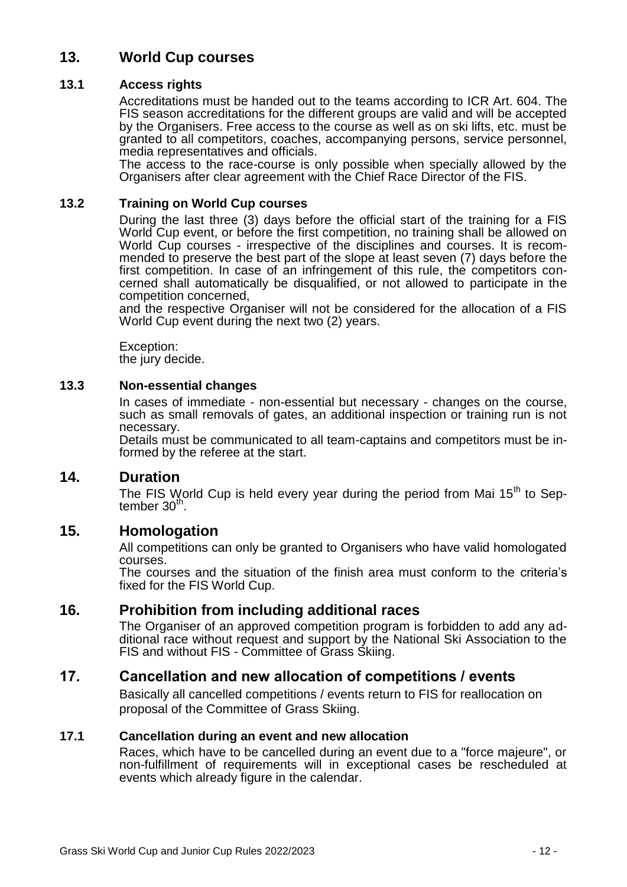## 13. World Cup courses

### 13.1 Access rights

Accreditations must be handed out to the teams according to ICR Art. 604. The FIS season accreditations for the different groups are valid and will be accepted by the Organisers. Free access to the course as well as on ski lifts, etc. must be granted to all competitors, coaches, accompanying persons, service personnel, media representatives and officials.

The access to the race-course is only possible when specially allowed by the Organisers after clear agreement with the Chief Race Director of the FIS.

### 13.2 Training on World Cup courses

During the last three (3) days before the official start of the training for a FIS World Cup event, or before the first competition, no training shall be allowed on World Cup courses - irrespective of the disciplines and courses. It is recommended to preserve the best part of the slope at least seven (7) days before the first competition. In case of an infringement of this rule, the competitors concerned shall automatically be disqualified, or not allowed to participate in the competition concerned,

and the respective Organiser will not be considered for the allocation of a FIS World Cup event during the next two (2) years.

Exception:
the jury decide.

### 13.3 Non-essential changes

In cases of immediate - non-essential but necessary - changes on the course, such as small removals of gates, an additional inspection or training run is not necessary.

Details must be communicated to all team-captains and competitors must be informed by the referee at the start.

## 14. Duration

The FIS World Cup is held every year during the period from Mai 15th to September 30th.

## 15. Homologation

All competitions can only be granted to Organisers who have valid homologated courses.

The courses and the situation of the finish area must conform to the criteria's fixed for the FIS World Cup.

## 16. Prohibition from including additional races

The Organiser of an approved competition program is forbidden to add any additional race without request and support by the National Ski Association to the FIS and without FIS - Committee of Grass Skiing.

## 17. Cancellation and new allocation of competitions / events

Basically all cancelled competitions / events return to FIS for reallocation on proposal of the Committee of Grass Skiing.

### 17.1 Cancellation during an event and new allocation

Races, which have to be cancelled during an event due to a "force majeure", or non-fulfillment of requirements will in exceptional cases be rescheduled at events which already figure in the calendar.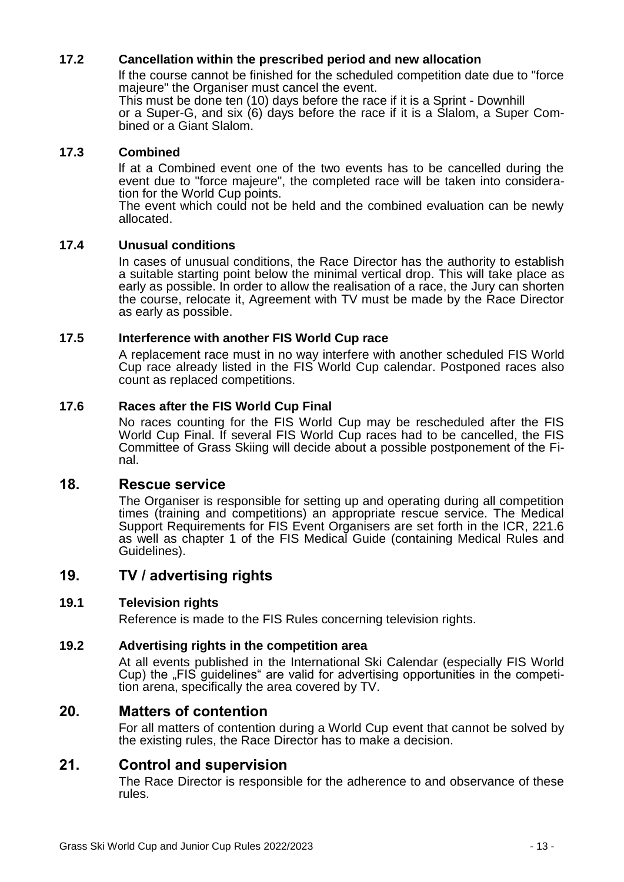### 17.2 Cancellation within the prescribed period and new allocation

lf the course cannot be finished for the scheduled competition date due to "force majeure" the Organiser must cancel the event.
This must be done ten (10) days before the race if it is a Sprint - Downhill or a Super-G, and six (6) days before the race if it is a Slalom, a Super Combined or a Giant Slalom.

### 17.3 Combined

lf at a Combined event one of the two events has to be cancelled during the event due to "force majeure", the completed race will be taken into consideration for the World Cup points.
The event which could not be held and the combined evaluation can be newly allocated.

### 17.4 Unusual conditions

In cases of unusual conditions, the Race Director has the authority to establish a suitable starting point below the minimal vertical drop. This will take place as early as possible. In order to allow the realisation of a race, the Jury can shorten the course, relocate it, Agreement with TV must be made by the Race Director as early as possible.

### 17.5 Interference with another FIS World Cup race

A replacement race must in no way interfere with another scheduled FIS World Cup race already listed in the FIS World Cup calendar. Postponed races also count as replaced competitions.

### 17.6 Races after the FIS World Cup Final

No races counting for the FIS World Cup may be rescheduled after the FIS World Cup Final. If several FIS World Cup races had to be cancelled, the FIS Committee of Grass Skiing will decide about a possible postponement of the Final.

## 18. Rescue service

The Organiser is responsible for setting up and operating during all competition times (training and competitions) an appropriate rescue service. The Medical Support Requirements for FIS Event Organisers are set forth in the ICR, 221.6 as well as chapter 1 of the FIS Medical Guide (containing Medical Rules and Guidelines).

## 19. TV / advertising rights

### 19.1 Television rights

Reference is made to the FIS Rules concerning television rights.

### 19.2 Advertising rights in the competition area

At all events published in the International Ski Calendar (especially FIS World Cup) the „FIS guidelines“ are valid for advertising opportunities in the competition arena, specifically the area covered by TV.

## 20. Matters of contention

For all matters of contention during a World Cup event that cannot be solved by the existing rules, the Race Director has to make a decision.

## 21. Control and supervision

The Race Director is responsible for the adherence to and observance of these rules.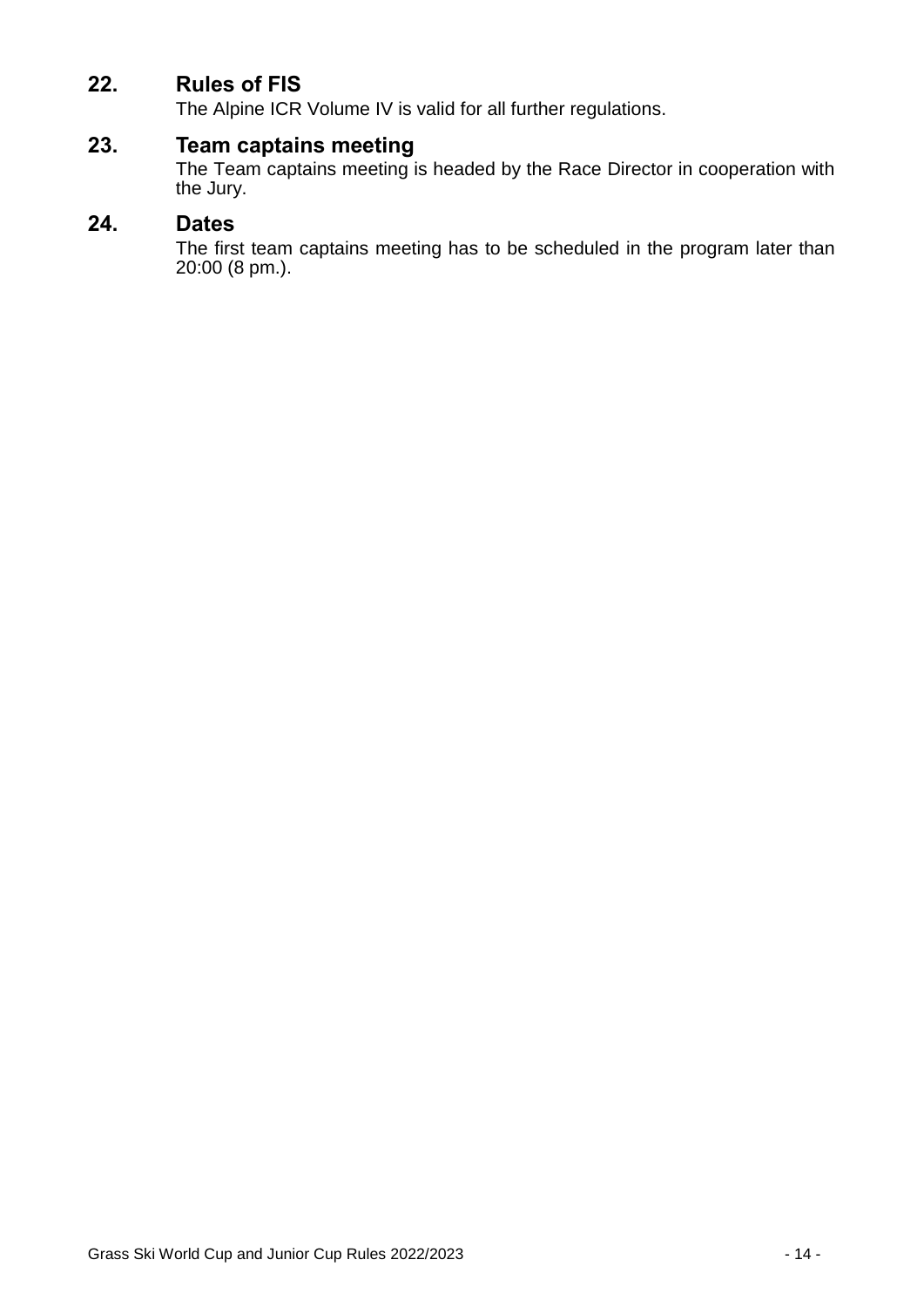## 22. Rules of FIS

The Alpine ICR Volume IV is valid for all further regulations.

## 23. Team captains meeting

The Team captains meeting is headed by the Race Director in cooperation with the Jury.

## 24. Dates

The first team captains meeting has to be scheduled in the program later than 20:00 (8 pm.).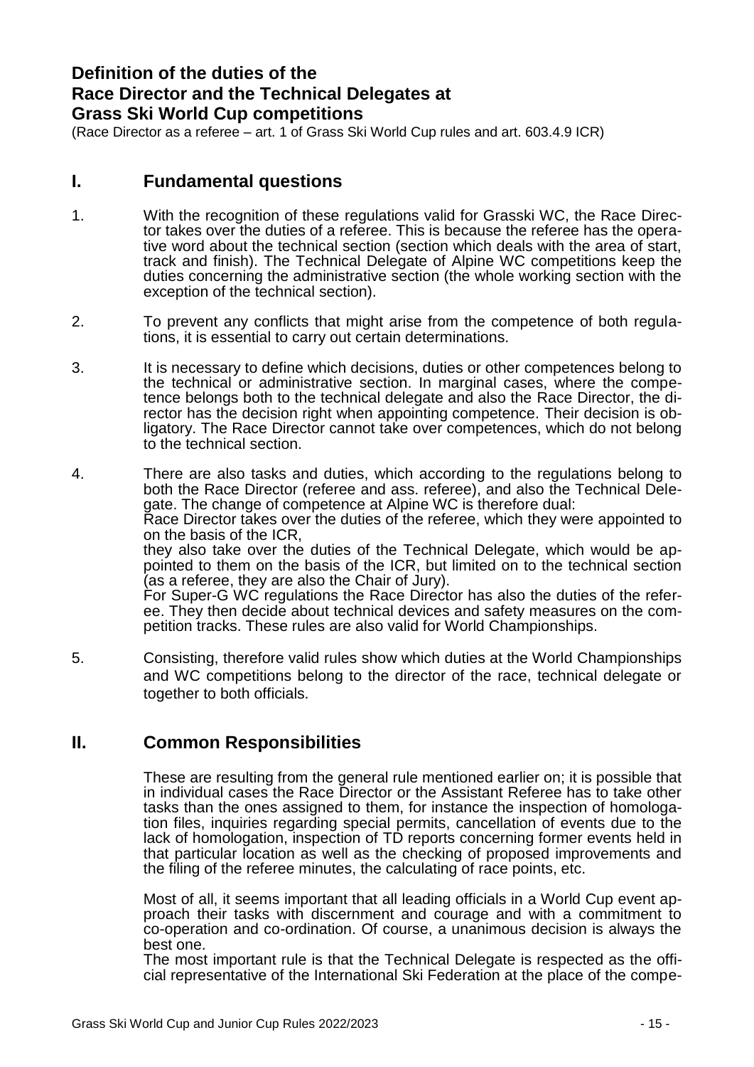## Definition of the duties of the Race Director and the Technical Delegates at Grass Ski World Cup competitions

(Race Director as a referee – art. 1 of Grass Ski World Cup rules and art. 603.4.9 ICR)

## I. Fundamental questions

1. With the recognition of these regulations valid for Grasski WC, the Race Director takes over the duties of a referee. This is because the referee has the operative word about the technical section (section which deals with the area of start, track and finish). The Technical Delegate of Alpine WC competitions keep the duties concerning the administrative section (the whole working section with the exception of the technical section).

2. To prevent any conflicts that might arise from the competence of both regulations, it is essential to carry out certain determinations.

3. It is necessary to define which decisions, duties or other competences belong to the technical or administrative section. In marginal cases, where the competence belongs both to the technical delegate and also the Race Director, the director has the decision right when appointing competence. Their decision is obligatory. The Race Director cannot take over competences, which do not belong to the technical section.

4. There are also tasks and duties, which according to the regulations belong to both the Race Director (referee and ass. referee), and also the Technical Delegate. The change of competence at Alpine WC is therefore dual:
   Race Director takes over the duties of the referee, which they were appointed to on the basis of the ICR,
   they also take over the duties of the Technical Delegate, which would be appointed to them on the basis of the ICR, but limited on to the technical section (as a referee, they are also the Chair of Jury).
   For Super-G WC regulations the Race Director has also the duties of the referee. They then decide about technical devices and safety measures on the competition tracks. These rules are also valid for World Championships.

5. Consisting, therefore valid rules show which duties at the World Championships and WC competitions belong to the director of the race, technical delegate or together to both officials.

## II. Common Responsibilities

These are resulting from the general rule mentioned earlier on; it is possible that in individual cases the Race Director or the Assistant Referee has to take other tasks than the ones assigned to them, for instance the inspection of homologation files, inquiries regarding special permits, cancellation of events due to the lack of homologation, inspection of TD reports concerning former events held in that particular location as well as the checking of proposed improvements and the filing of the referee minutes, the calculating of race points, etc.

Most of all, it seems important that all leading officials in a World Cup event approach their tasks with discernment and courage and with a commitment to co-operation and co-ordination. Of course, a unanimous decision is always the best one.
The most important rule is that the Technical Delegate is respected as the official representative of the International Ski Federation at the place of the compe-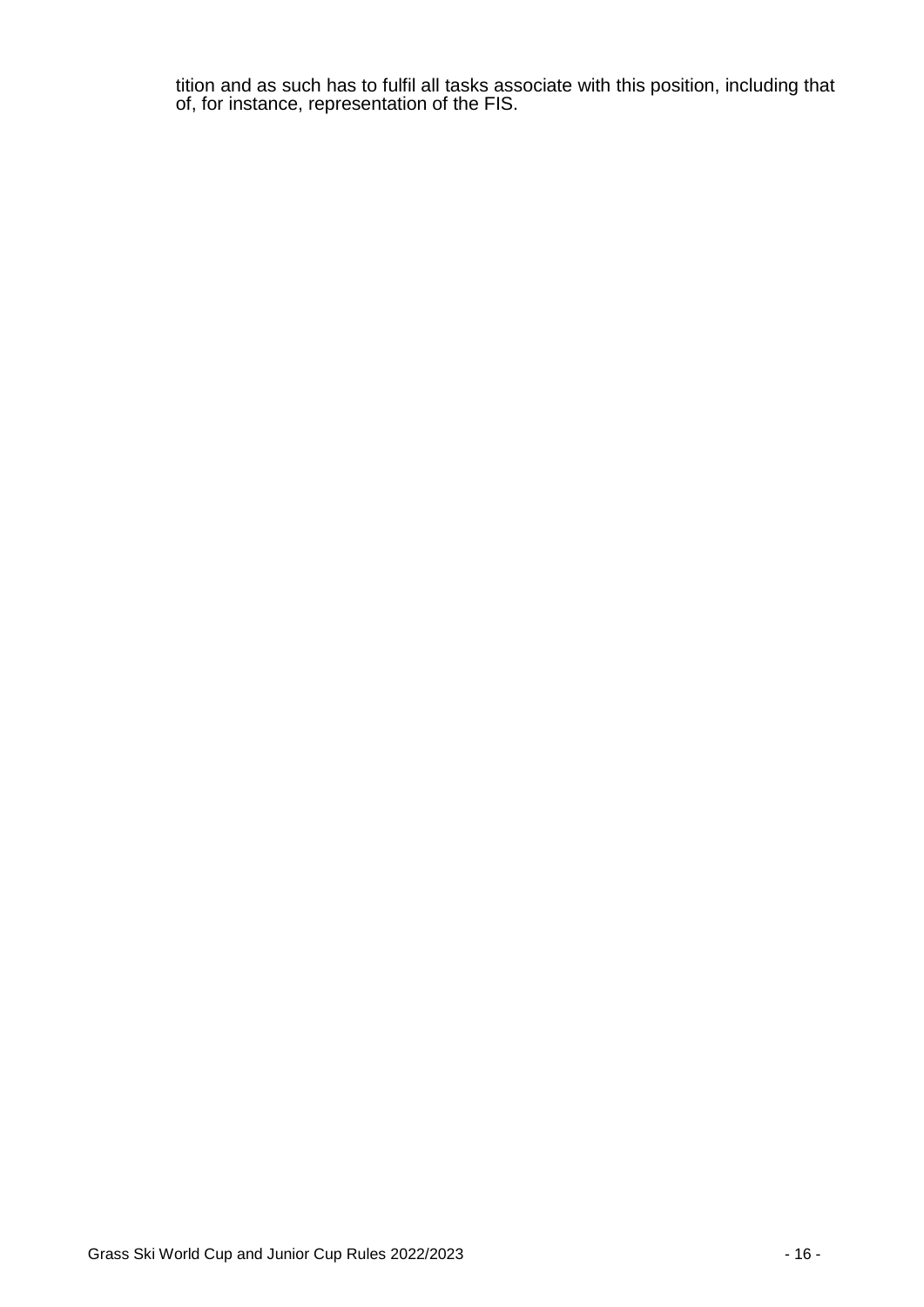tition and as such has to fulfil all tasks associate with this position, including that of, for instance, representation of the FIS.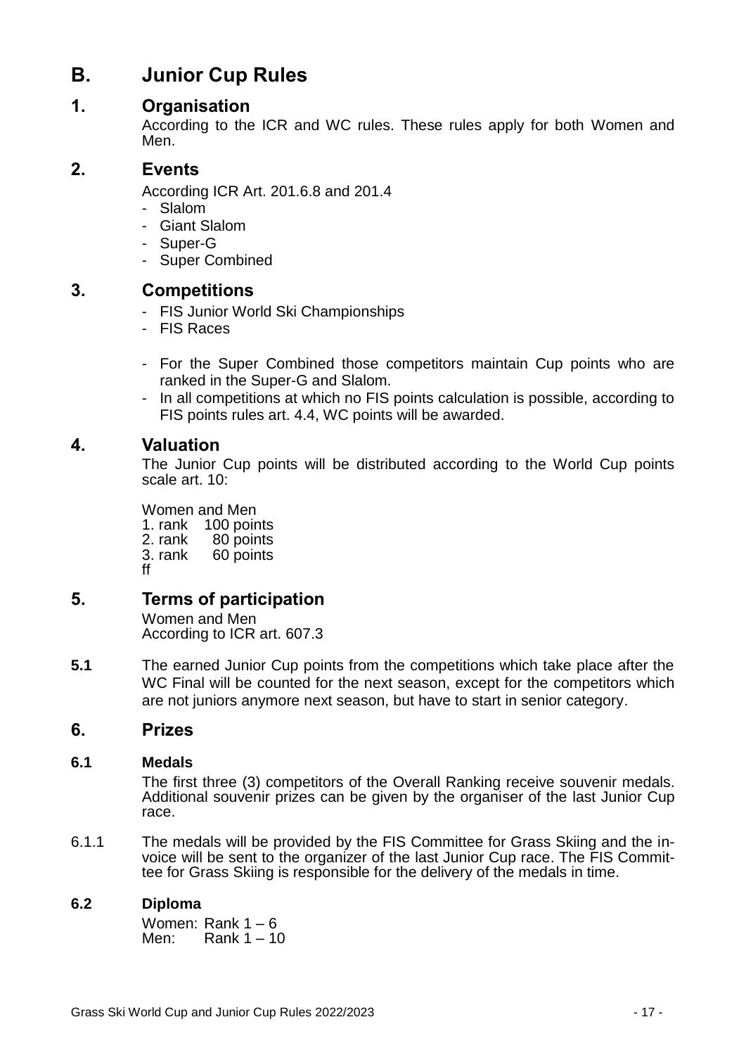# B. Junior Cup Rules

## 1. Organisation

According to the ICR and WC rules. These rules apply for both Women and Men.

## 2. Events

According ICR Art. 201.6.8 and 201.4

- Slalom
- Giant Slalom
- Super-G
- Super Combined

## 3. Competitions

- FIS Junior World Ski Championships
- FIS Races

- For the Super Combined those competitors maintain Cup points who are ranked in the Super-G and Slalom.
- In all competitions at which no FIS points calculation is possible, according to FIS points rules art. 4.4, WC points will be awarded.

## 4. Valuation

The Junior Cup points will be distributed according to the World Cup points scale art. 10:

Women and Men
1. rank 100 points
2. rank 80 points
3. rank 60 points

ff

## 5. Terms of participation

Women and Men
According to ICR art. 607.3

**5.1** The earned Junior Cup points from the competitions which take place after the WC Final will be counted for the next season, except for the competitors which are not juniors anymore next season, but have to start in senior category.

## 6. Prizes

### 6.1 Medals

The first three (3) competitors of the Overall Ranking receive souvenir medals. Additional souvenir prizes can be given by the organiser of the last Junior Cup race.

6.1.1 The medals will be provided by the FIS Committee for Grass Skiing and the invoice will be sent to the organizer of the last Junior Cup race. The FIS Committee for Grass Skiing is responsible for the delivery of the medals in time.

### 6.2 Diploma

Women: Rank 1 – 6
Men: Rank 1 – 10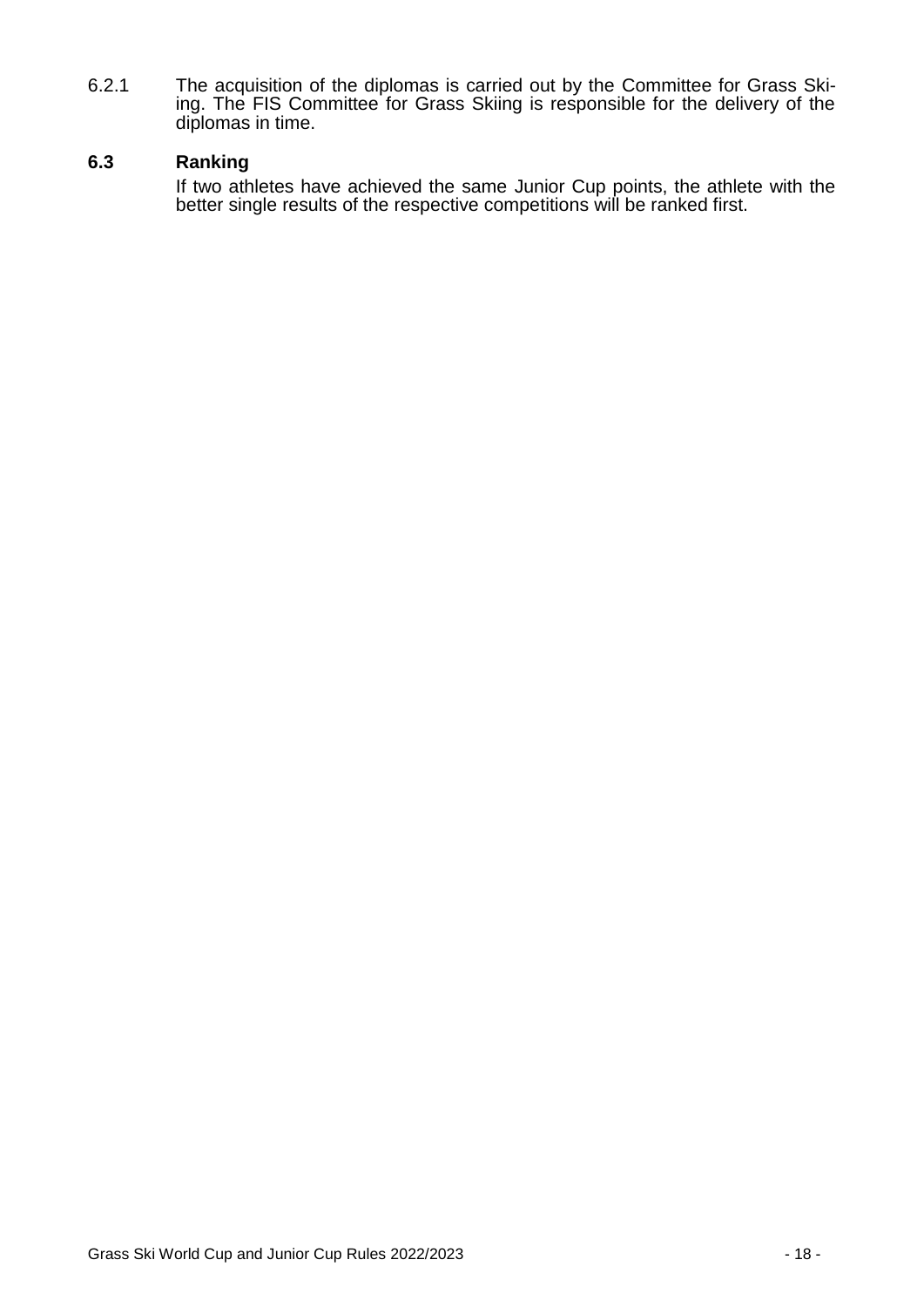6.2.1 The acquisition of the diplomas is carried out by the Committee for Grass Skiing. The FIS Committee for Grass Skiing is responsible for the delivery of the diplomas in time.

### 6.3 Ranking

If two athletes have achieved the same Junior Cup points, the athlete with the better single results of the respective competitions will be ranked first.